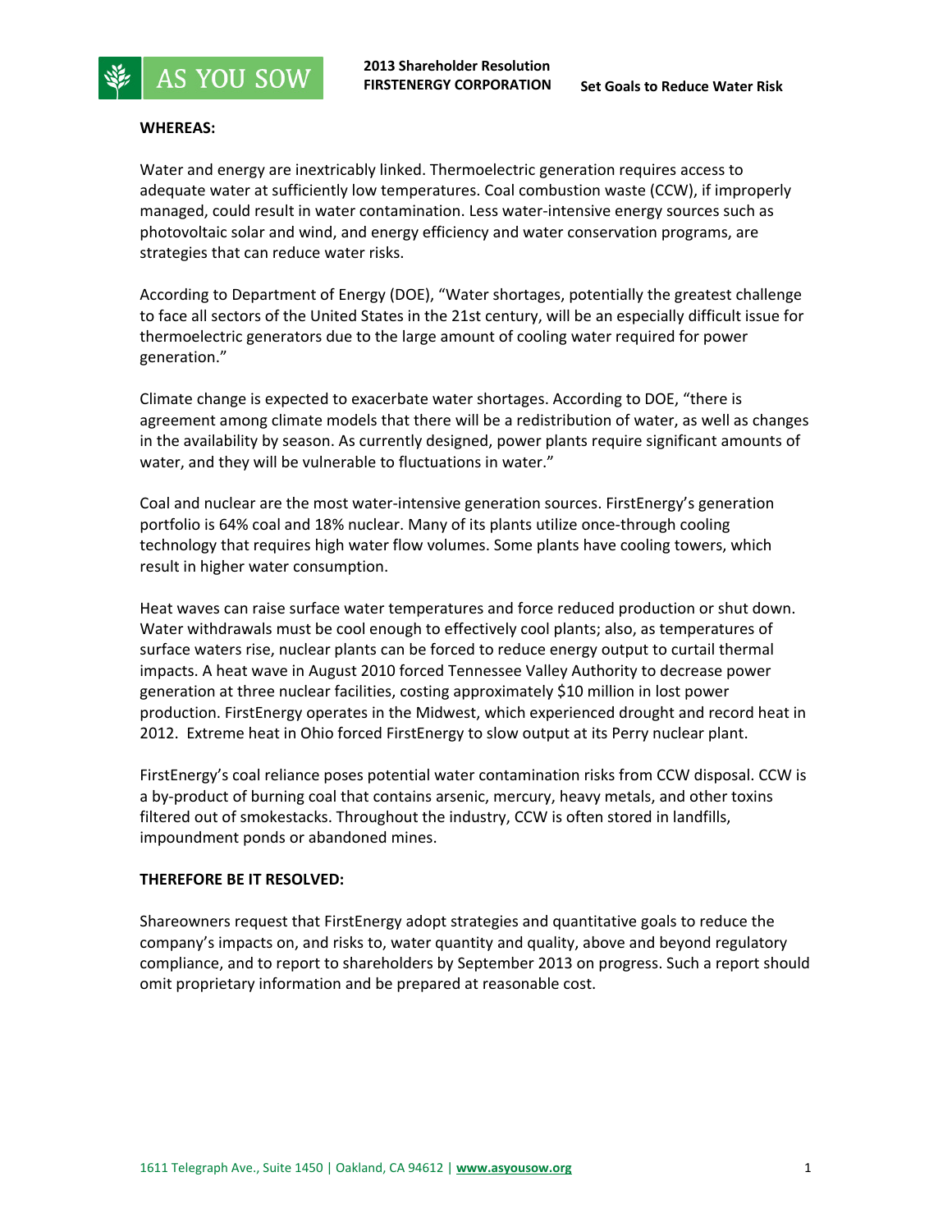**2013 Shareholder Resolution**
**FIRSTENERGY CORPORATION**

**Set Goals to Reduce Water Risk**

**WHEREAS:**

Water and energy are inextricably linked. Thermoelectric generation requires access to adequate water at sufficiently low temperatures. Coal combustion waste (CCW), if improperly managed, could result in water contamination. Less water-intensive energy sources such as photovoltaic solar and wind, and energy efficiency and water conservation programs, are strategies that can reduce water risks.

According to Department of Energy (DOE), "Water shortages, potentially the greatest challenge to face all sectors of the United States in the 21st century, will be an especially difficult issue for thermoelectric generators due to the large amount of cooling water required for power generation."

Climate change is expected to exacerbate water shortages. According to DOE, "there is agreement among climate models that there will be a redistribution of water, as well as changes in the availability by season. As currently designed, power plants require significant amounts of water, and they will be vulnerable to fluctuations in water."

Coal and nuclear are the most water-intensive generation sources. FirstEnergy's generation portfolio is 64% coal and 18% nuclear. Many of its plants utilize once-through cooling technology that requires high water flow volumes. Some plants have cooling towers, which result in higher water consumption.

Heat waves can raise surface water temperatures and force reduced production or shut down. Water withdrawals must be cool enough to effectively cool plants; also, as temperatures of surface waters rise, nuclear plants can be forced to reduce energy output to curtail thermal impacts. A heat wave in August 2010 forced Tennessee Valley Authority to decrease power generation at three nuclear facilities, costing approximately $10 million in lost power production. FirstEnergy operates in the Midwest, which experienced drought and record heat in 2012. Extreme heat in Ohio forced FirstEnergy to slow output at its Perry nuclear plant.

FirstEnergy's coal reliance poses potential water contamination risks from CCW disposal. CCW is a by-product of burning coal that contains arsenic, mercury, heavy metals, and other toxins filtered out of smokestacks. Throughout the industry, CCW is often stored in landfills, impoundment ponds or abandoned mines.

**THEREFORE BE IT RESOLVED:**

Shareowners request that FirstEnergy adopt strategies and quantitative goals to reduce the company's impacts on, and risks to, water quantity and quality, above and beyond regulatory compliance, and to report to shareholders by September 2013 on progress. Such a report should omit proprietary information and be prepared at reasonable cost.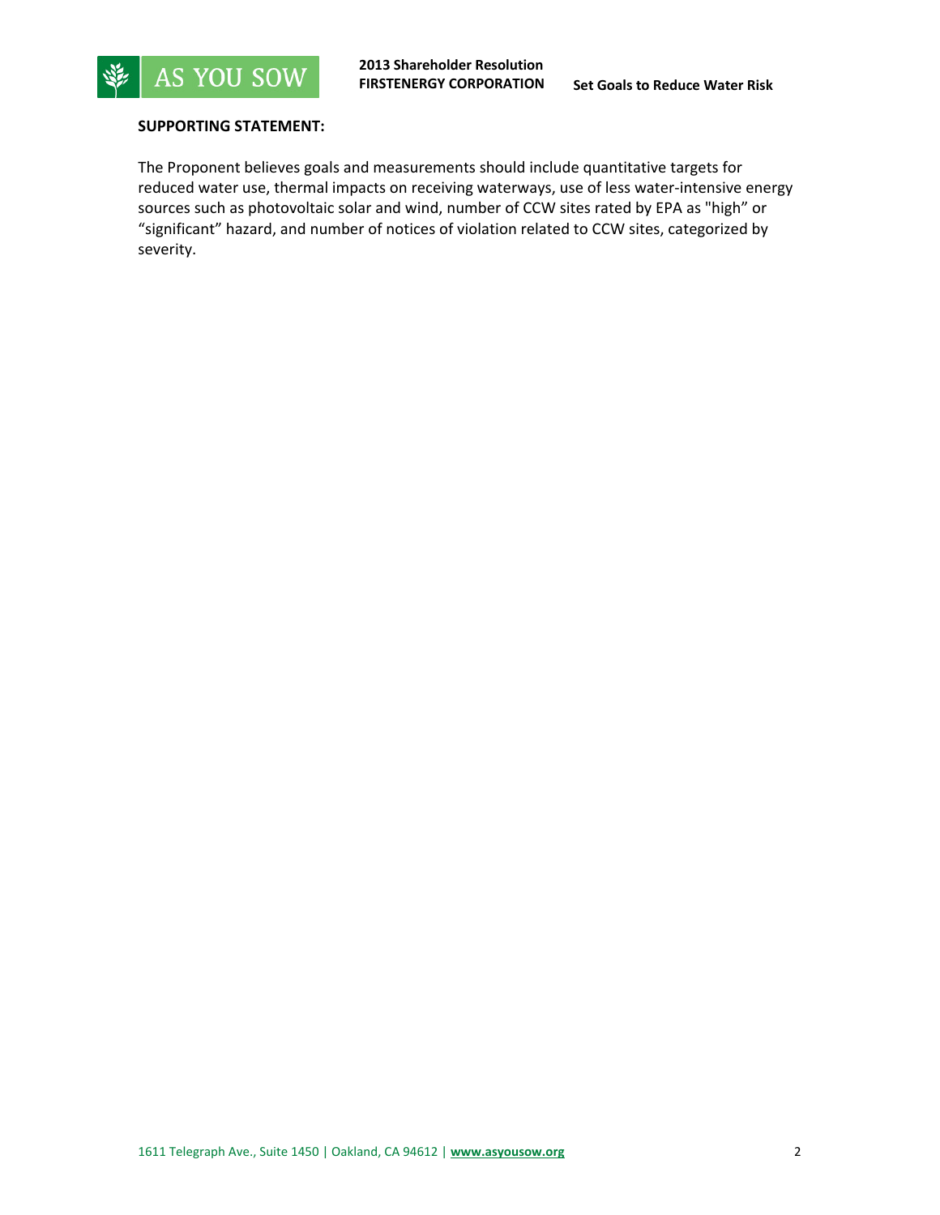**SUPPORTING STATEMENT:**

The Proponent believes goals and measurements should include quantitative targets for reduced water use, thermal impacts on receiving waterways, use of less water-intensive energy sources such as photovoltaic solar and wind, number of CCW sites rated by EPA as "high" or “significant” hazard, and number of notices of violation related to CCW sites, categorized by severity.